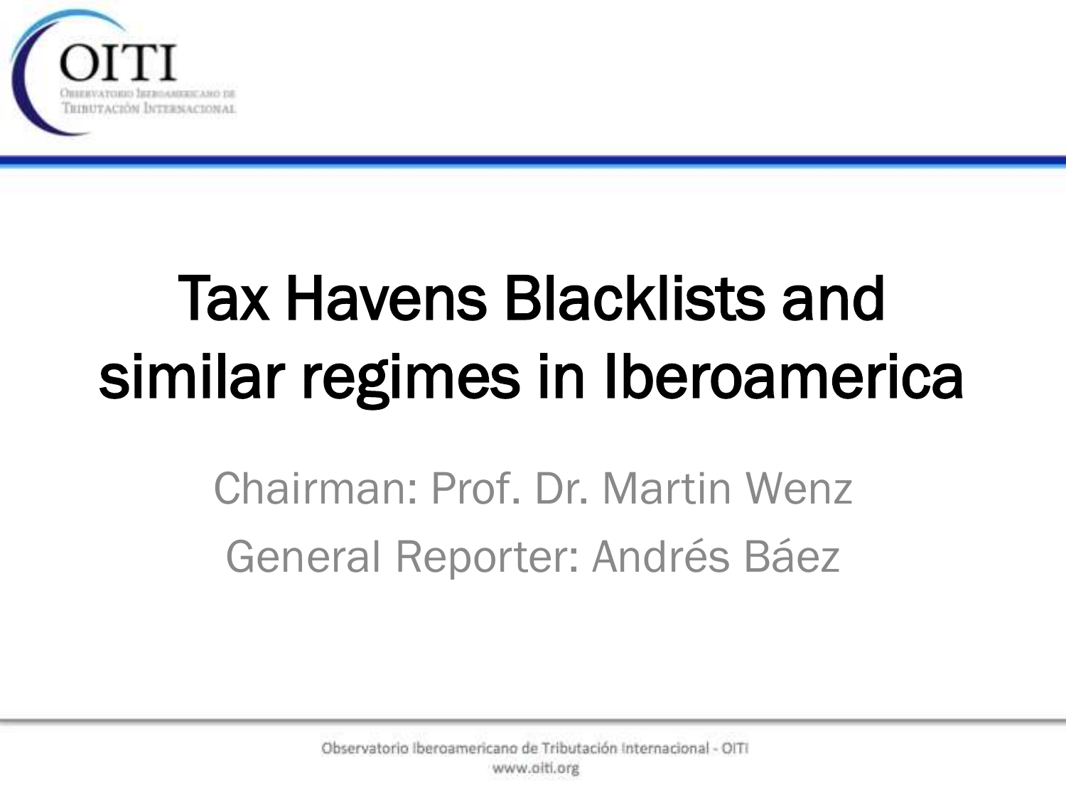# Tax Havens Blacklists and similar regimes in Iberoamerica

Chairman: Prof. Dr. Martin Wenz

General Reporter: Andrés Báez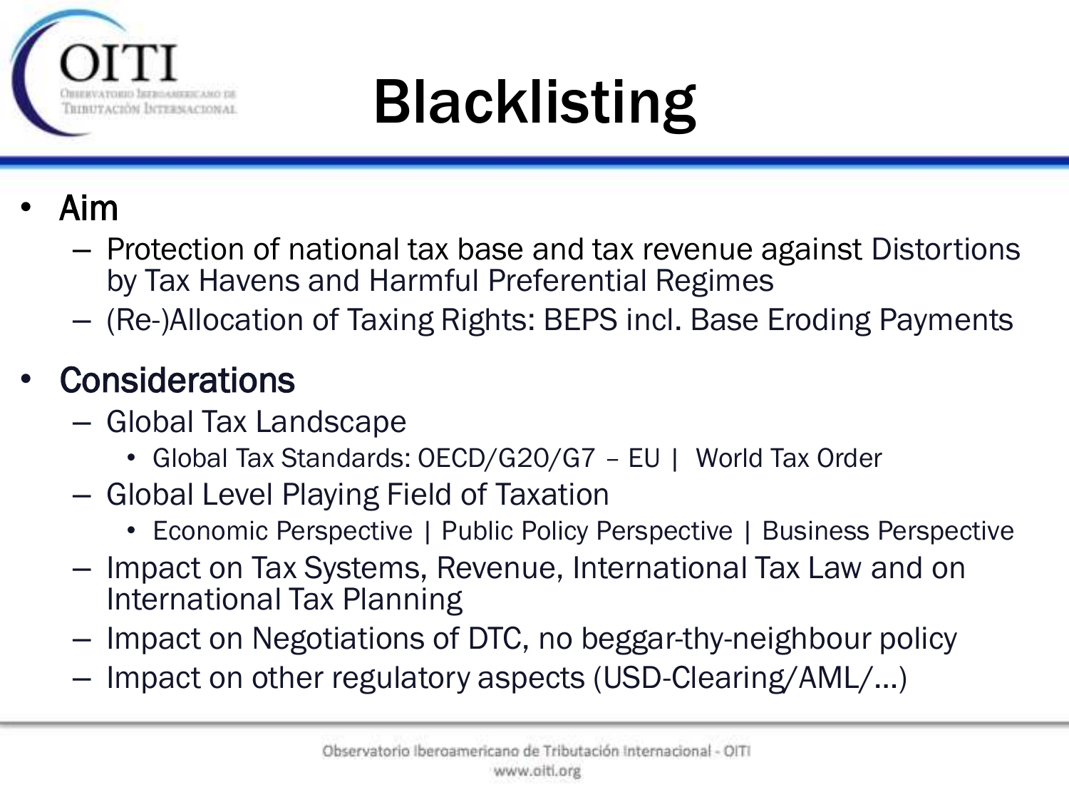# Blacklisting

- Aim
  - Protection of national tax base and tax revenue against Distortions by Tax Havens and Harmful Preferential Regimes
  - (Re-)Allocation of Taxing Rights: BEPS incl. Base Eroding Payments
- Considerations
  - Global Tax Landscape
    - Global Tax Standards: OECD/G20/G7 – EU | World Tax Order
  - Global Level Playing Field of Taxation
    - Economic Perspective | Public Policy Perspective | Business Perspective
  - Impact on Tax Systems, Revenue, International Tax Law and on International Tax Planning
  - Impact on Negotiations of DTC, no beggar-thy-neighbour policy
  - Impact on other regulatory aspects (USD-Clearing/AML/…)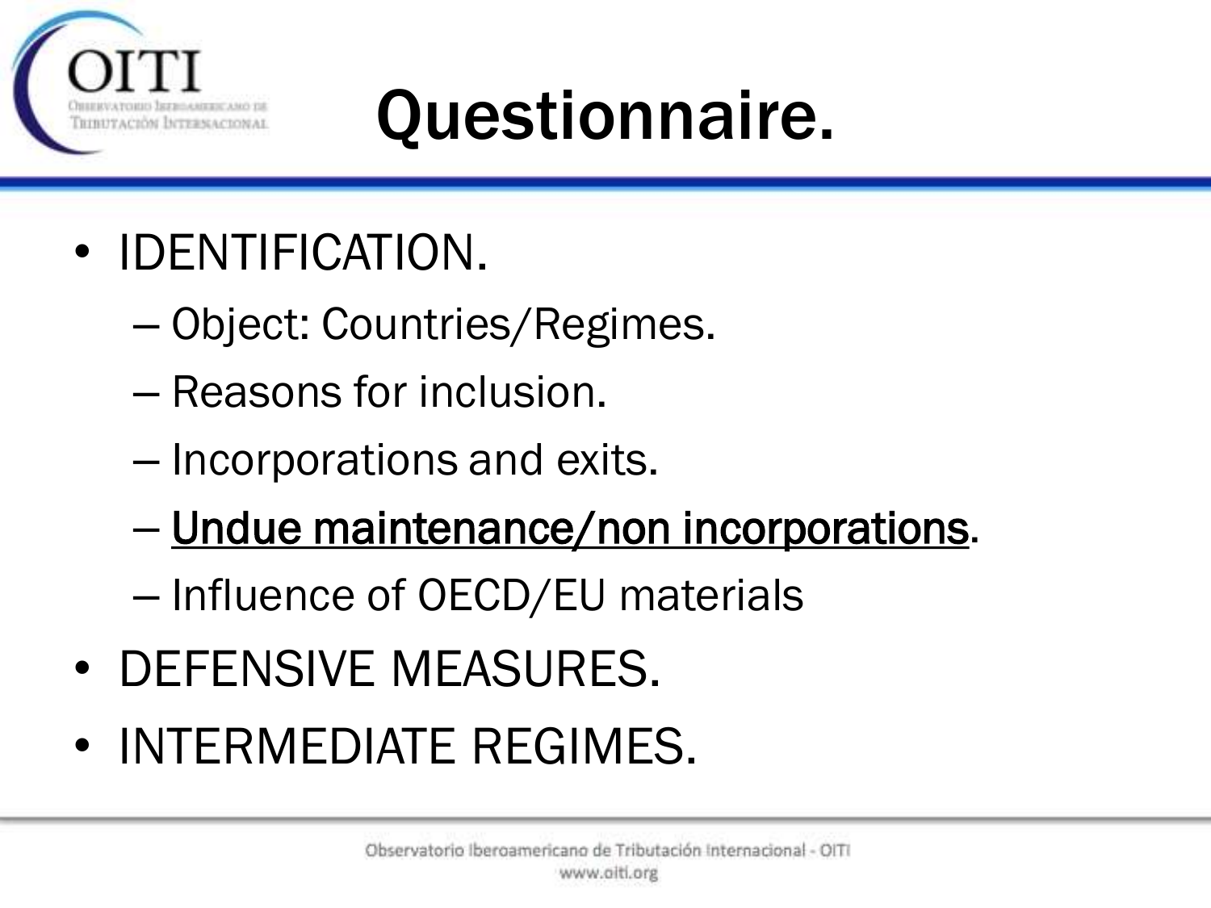# Questionnaire.

- IDENTIFICATION.
  - Object: Countries/Regimes.
  - Reasons for inclusion.
  - Incorporations and exits.
  - <u>Undue maintenance/non incorporations</u>.
  - Influence of OECD/EU materials
- DEFENSIVE MEASURES.
- INTERMEDIATE REGIMES.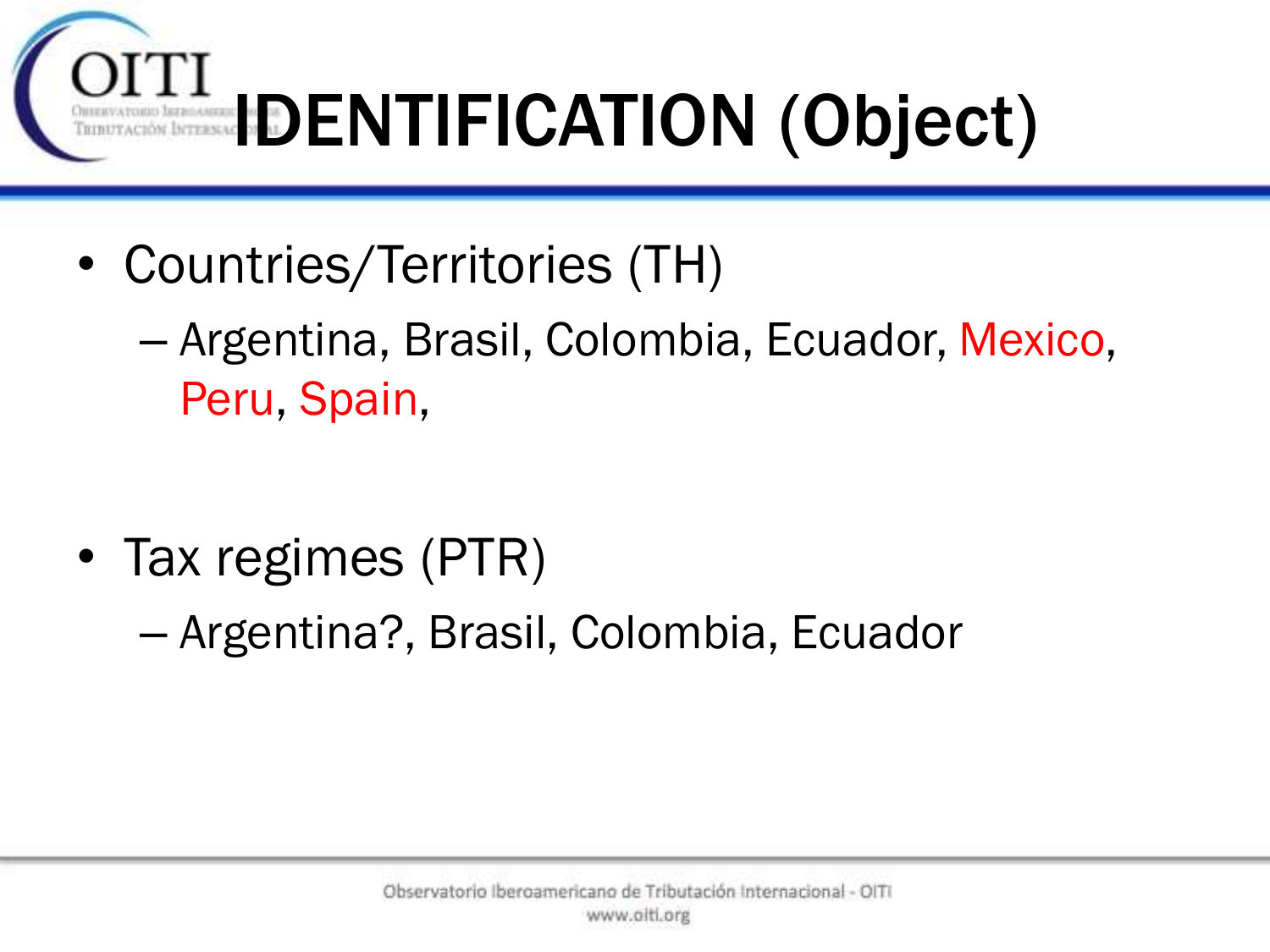# IDENTIFICATION (Object)

- Countries/Territories (TH)
  - Argentina, Brasil, Colombia, Ecuador, Mexico, Peru, Spain,
- Tax regimes (PTR)
  - Argentina?, Brasil, Colombia, Ecuador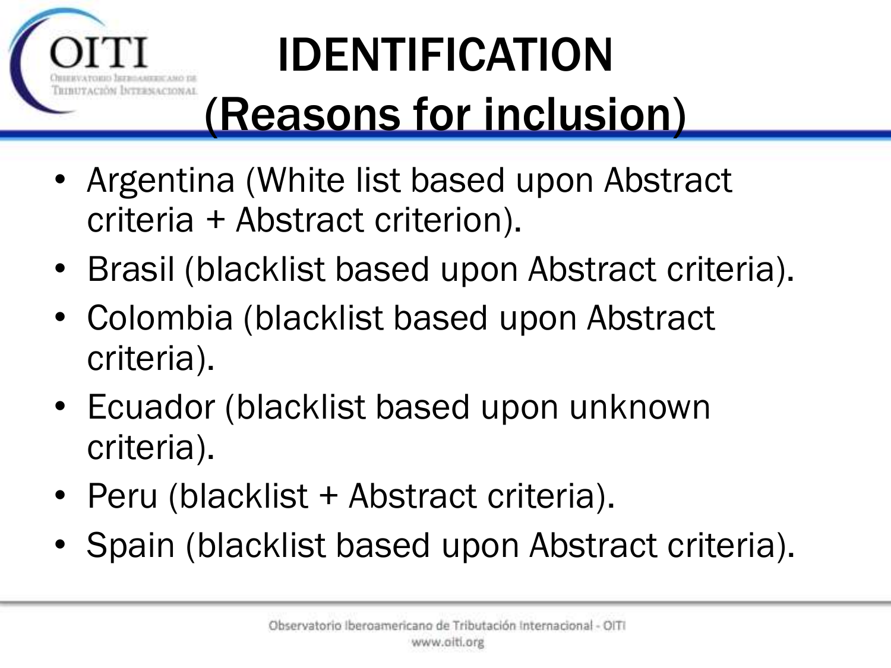# IDENTIFICATION (Reasons for inclusion)

- Argentina (White list based upon Abstract criteria + Abstract criterion).
- Brasil (blacklist based upon Abstract criteria).
- Colombia (blacklist based upon Abstract criteria).
- Ecuador (blacklist based upon unknown criteria).
- Peru (blacklist + Abstract criteria).
- Spain (blacklist based upon Abstract criteria).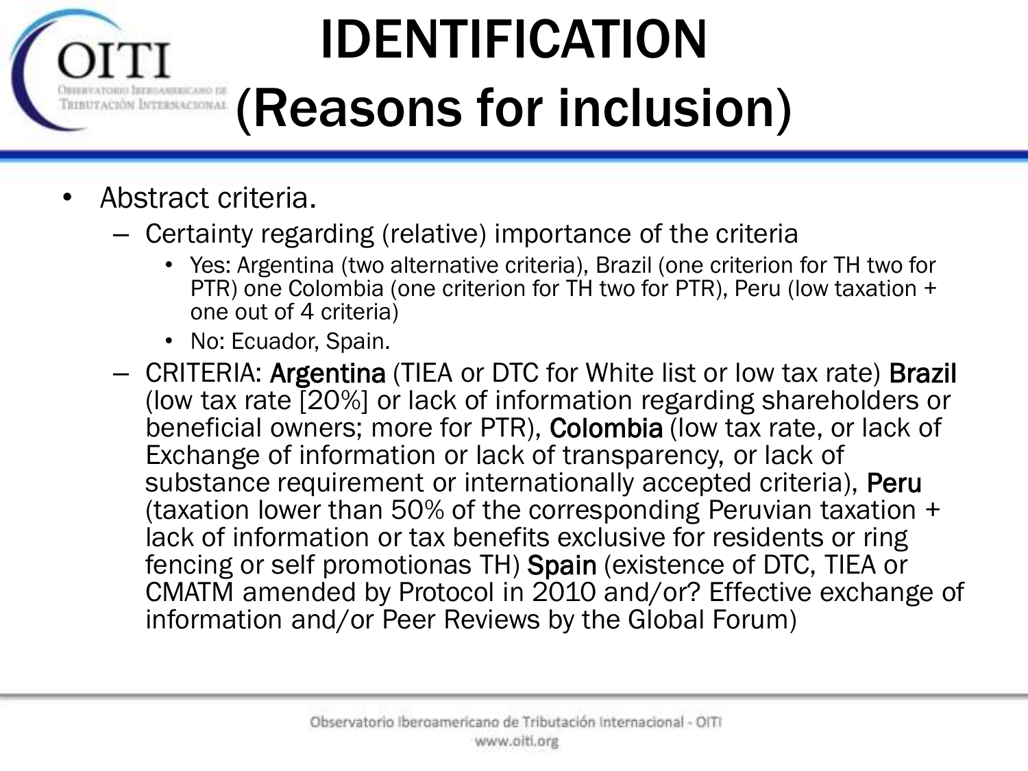# IDENTIFICATION (Reasons for inclusion)

- Abstract criteria.
  - Certainty regarding (relative) importance of the criteria
    - Yes: Argentina (two alternative criteria), Brazil (one criterion for TH two for PTR) one Colombia (one criterion for TH two for PTR), Peru (low taxation + one out of 4 criteria)
    - No: Ecuador, Spain.
  - CRITERIA: **Argentina** (TIEA or DTC for White list or low tax rate) **Brazil** (low tax rate [20%] or lack of information regarding shareholders or beneficial owners; more for PTR), **Colombia** (low tax rate, or lack of Exchange of information or lack of transparency, or lack of substance requirement or internationally accepted criteria), **Peru** (taxation lower than 50% of the corresponding Peruvian taxation + lack of information or tax benefits exclusive for residents or ring fencing or self promotionas TH) **Spain** (existence of DTC, TIEA or CMATM amended by Protocol in 2010 and/or? Effective exchange of information and/or Peer Reviews by the Global Forum)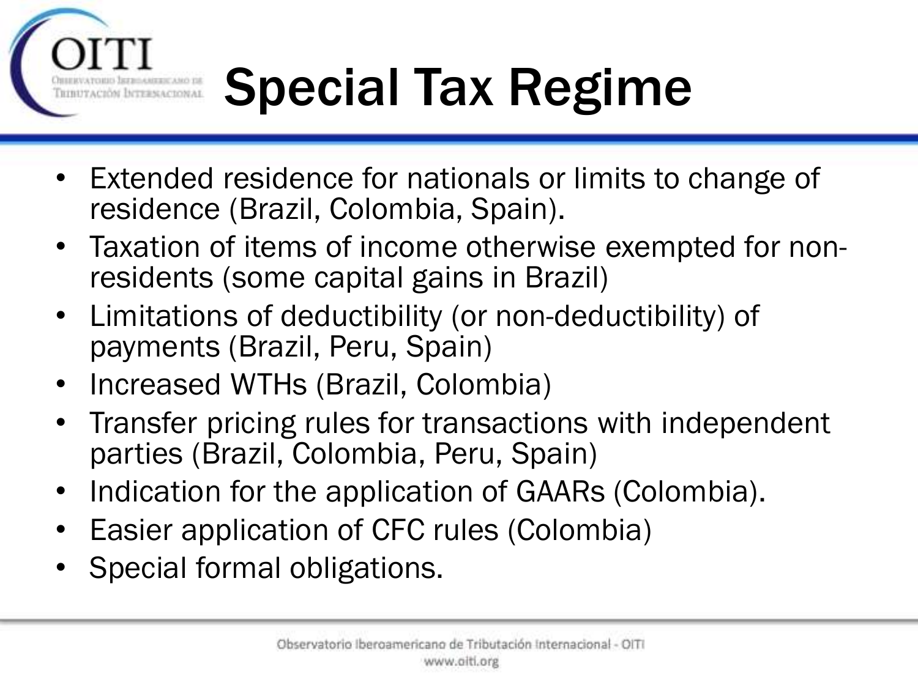# Special Tax Regime

- Extended residence for nationals or limits to change of residence (Brazil, Colombia, Spain).
- Taxation of items of income otherwise exempted for non-residents (some capital gains in Brazil)
- Limitations of deductibility (or non-deductibility) of payments (Brazil, Peru, Spain)
- Increased WTHs (Brazil, Colombia)
- Transfer pricing rules for transactions with independent parties (Brazil, Colombia, Peru, Spain)
- Indication for the application of GAARs (Colombia).
- Easier application of CFC rules (Colombia)
- Special formal obligations.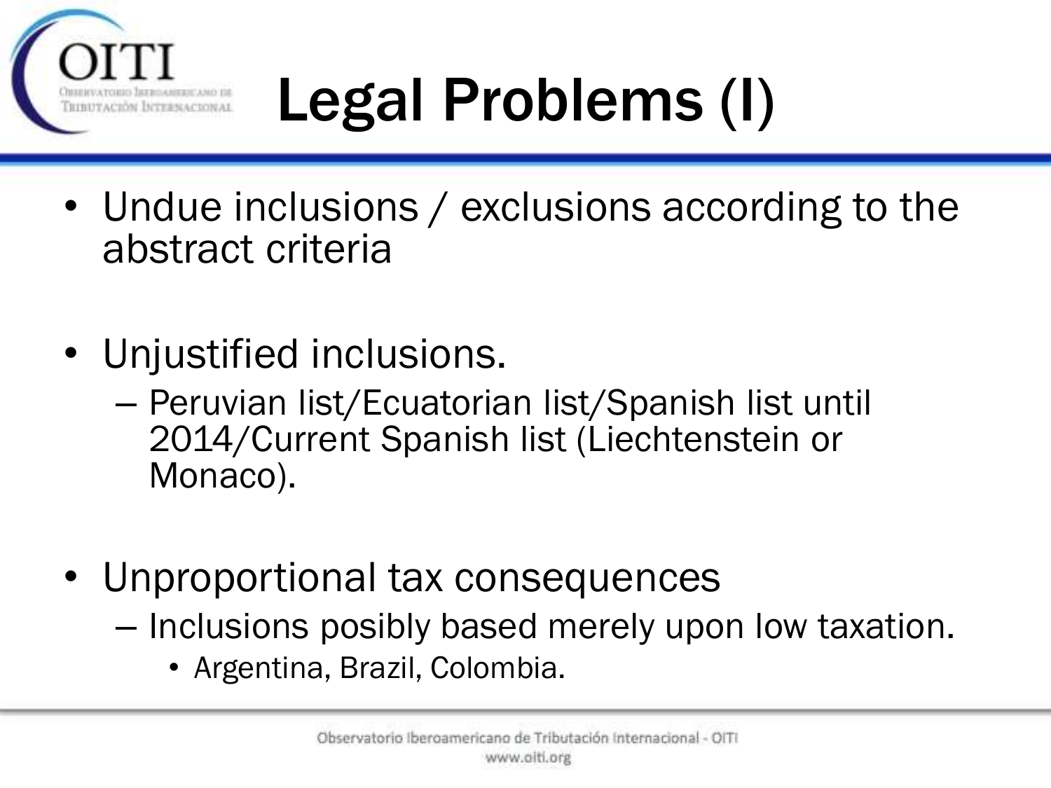# Legal Problems (I)

- Undue inclusions / exclusions according to the abstract criteria

- Unjustified inclusions.
  - Peruvian list/Ecuatorian list/Spanish list until 2014/Current Spanish list (Liechtenstein or Monaco).

- Unproportional tax consequences
  - Inclusions posibly based merely upon low taxation.
    - Argentina, Brazil, Colombia.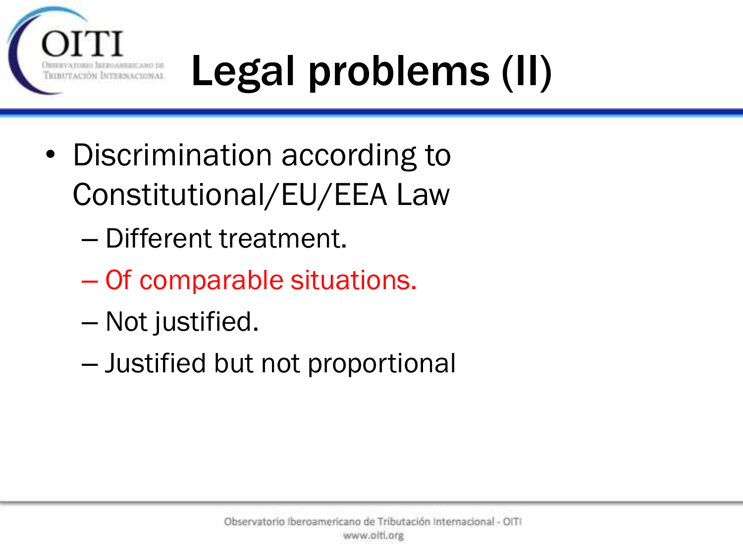# Legal problems (II)

- Discrimination according to Constitutional/EU/EEA Law
  - Different treatment.
  - Of comparable situations.
  - Not justified.
  - Justified but not proportional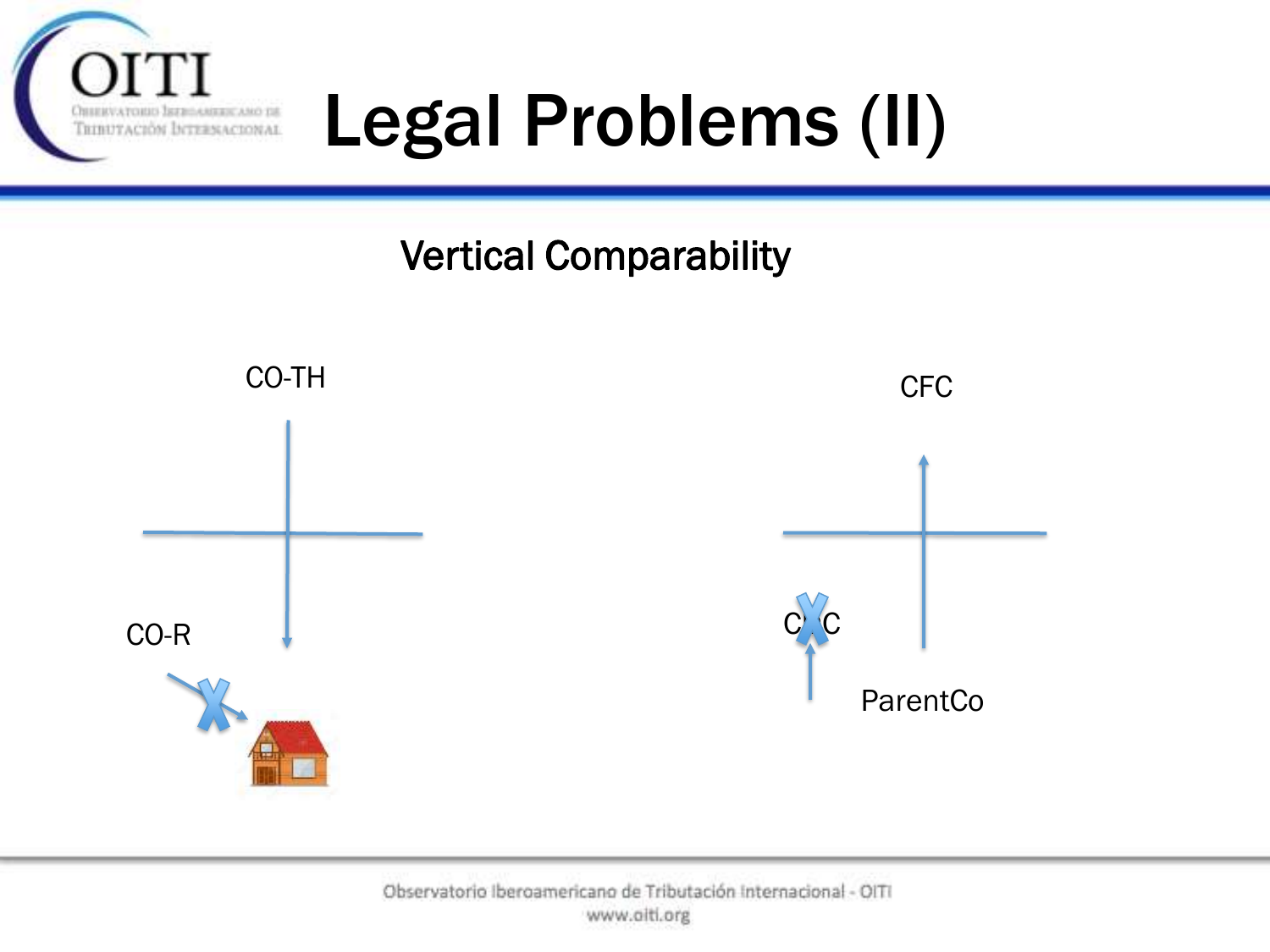# Legal Problems (II)

## Vertical Comparability

CO-TH

CO-R

CFC

CFC

ParentCo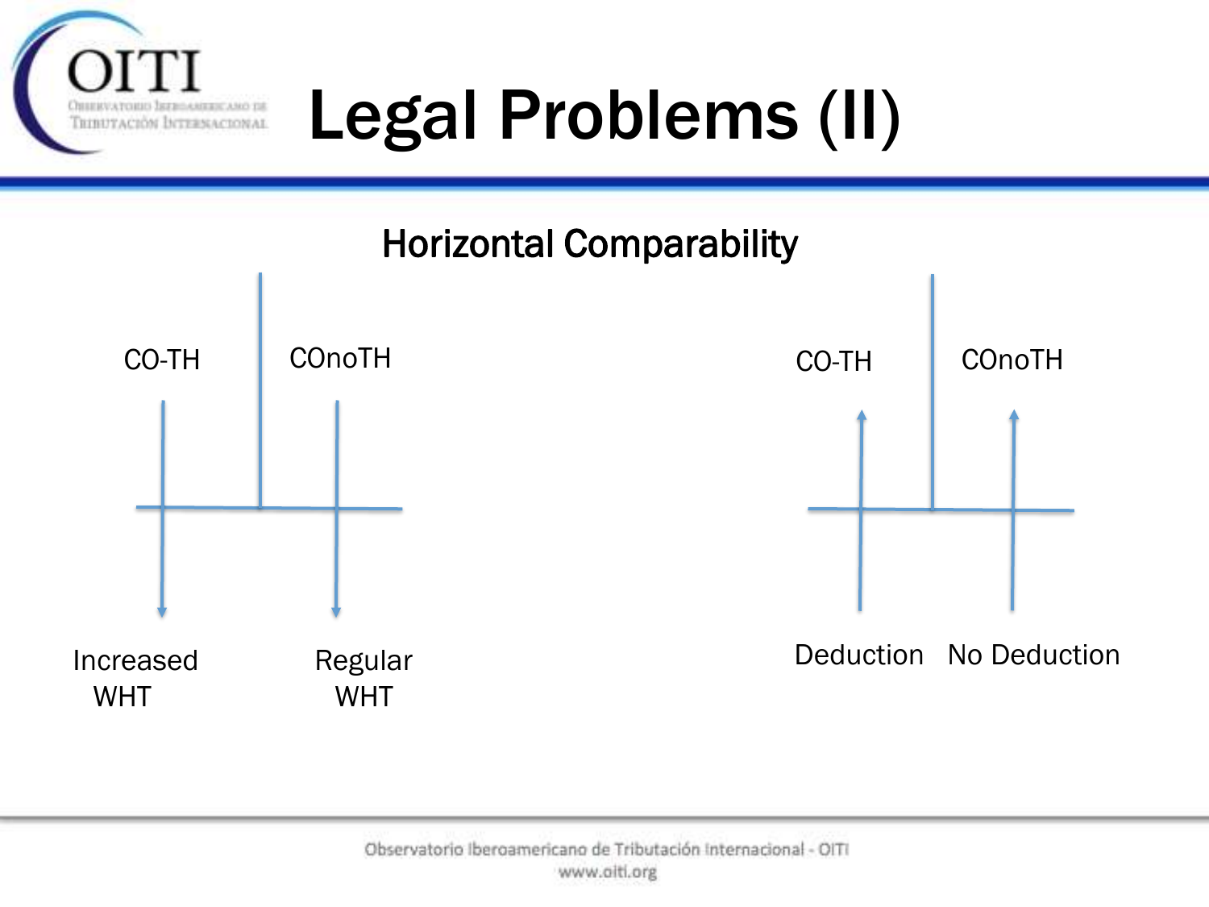# Legal Problems (II)

## Horizontal Comparability

CO-TH | COnoTH

Increased WHT | Regular WHT

CO-TH | COnoTH

Deduction | No Deduction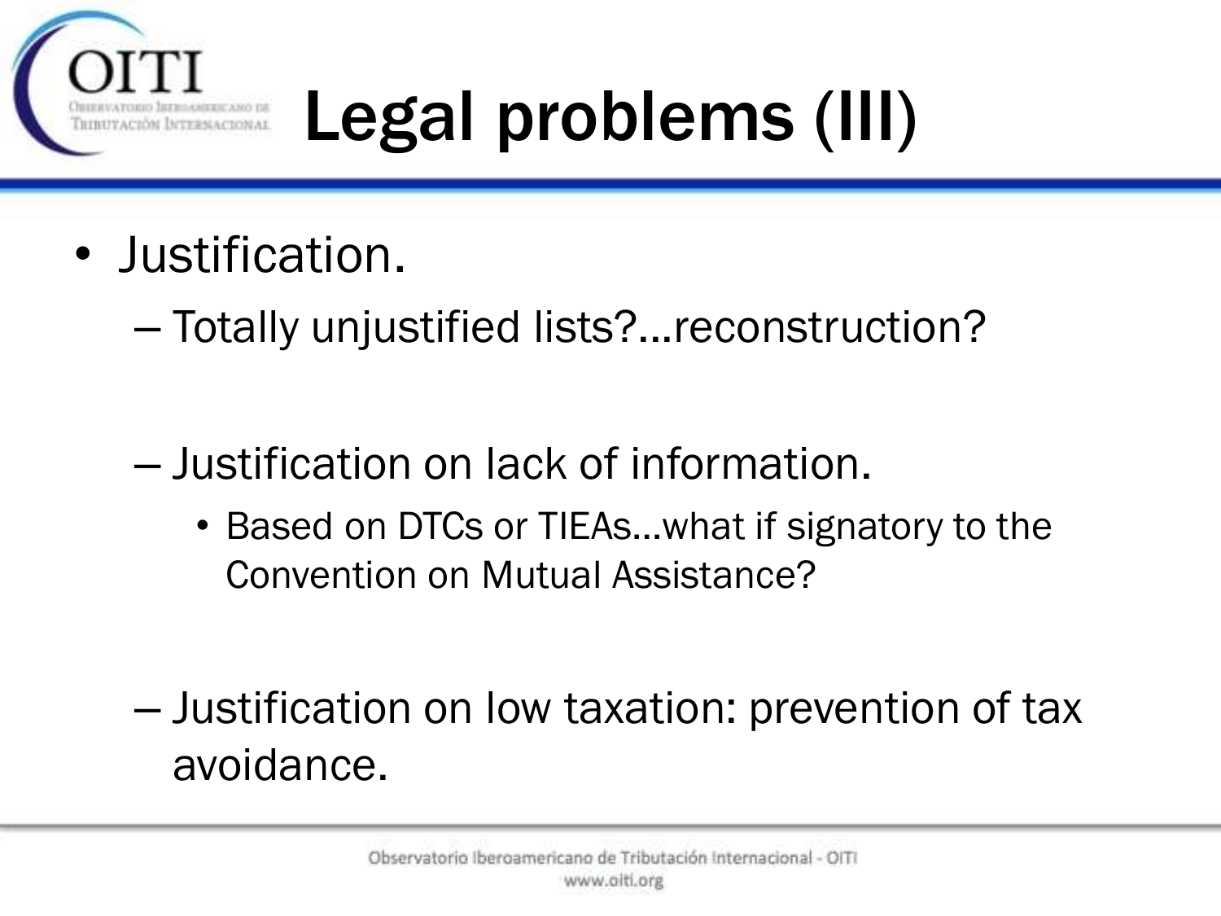# Legal problems (III)

- Justification.
  - Totally unjustified lists?…reconstruction?
  - Justification on lack of information.
    - Based on DTCs or TIEAs…what if signatory to the Convention on Mutual Assistance?
  - Justification on low taxation: prevention of tax avoidance.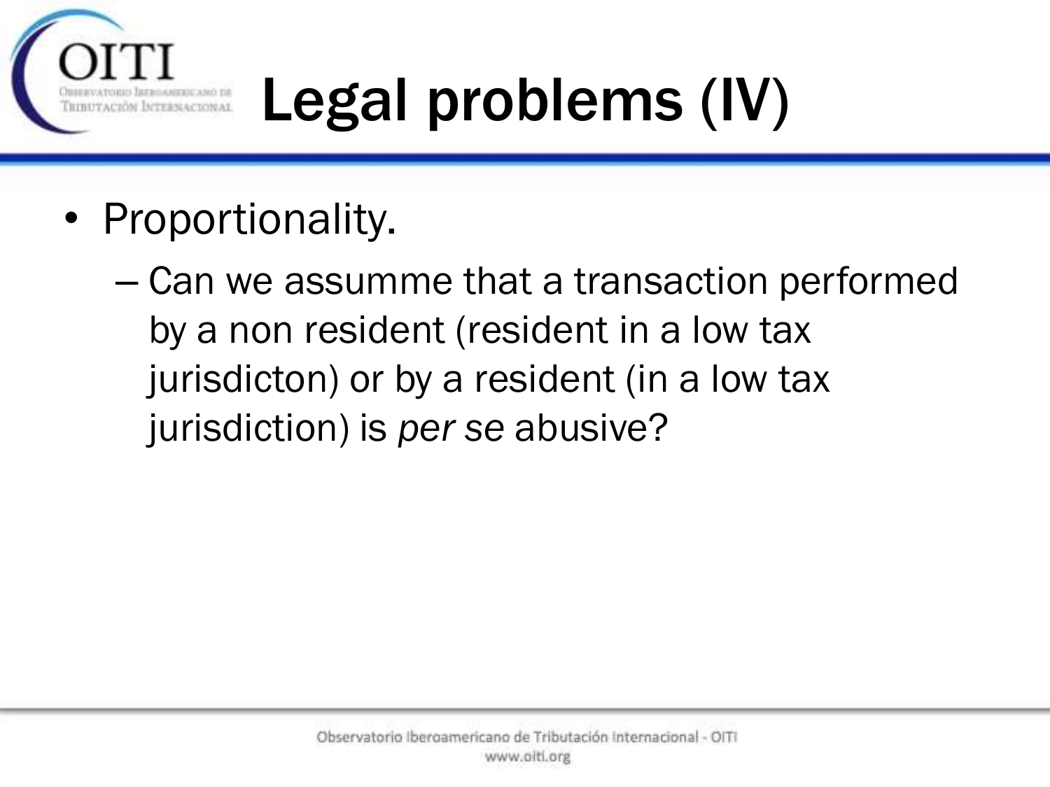# Legal problems (IV)

- Proportionality.
  - Can we assumme that a transaction performed by a non resident (resident in a low tax jurisdicton) or by a resident (in a low tax jurisdiction) is *per se* abusive?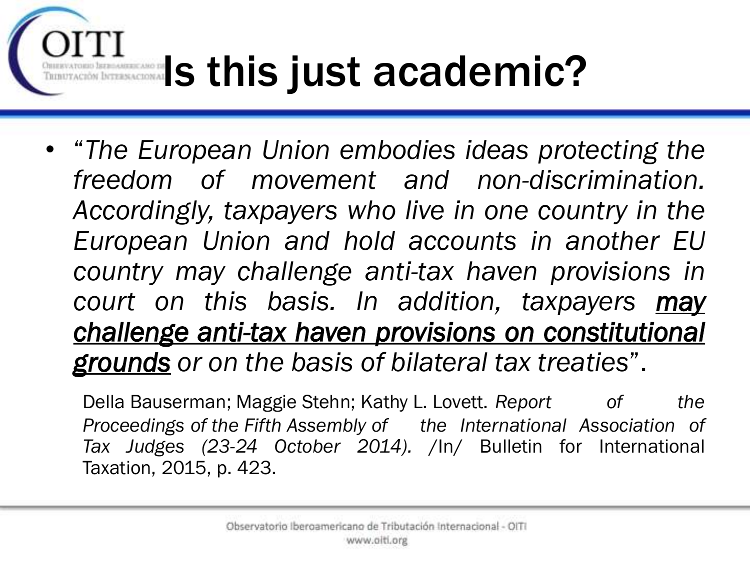# Is this just academic?

- *"The European Union embodies ideas protecting the freedom of movement and non-discrimination. Accordingly, taxpayers who live in one country in the European Union and hold accounts in another EU country may challenge anti-tax haven provisions in court on this basis. In addition, taxpayers* ***may challenge anti-tax haven provisions on constitutional grounds*** *or on the basis of bilateral tax treaties".*

  Della Bauserman; Maggie Stehn; Kathy L. Lovett. *Report of the Proceedings of the Fifth Assembly of the International Association of Tax Judges (23-24 October 2014).* /In/ Bulletin for International Taxation, 2015, p. 423.